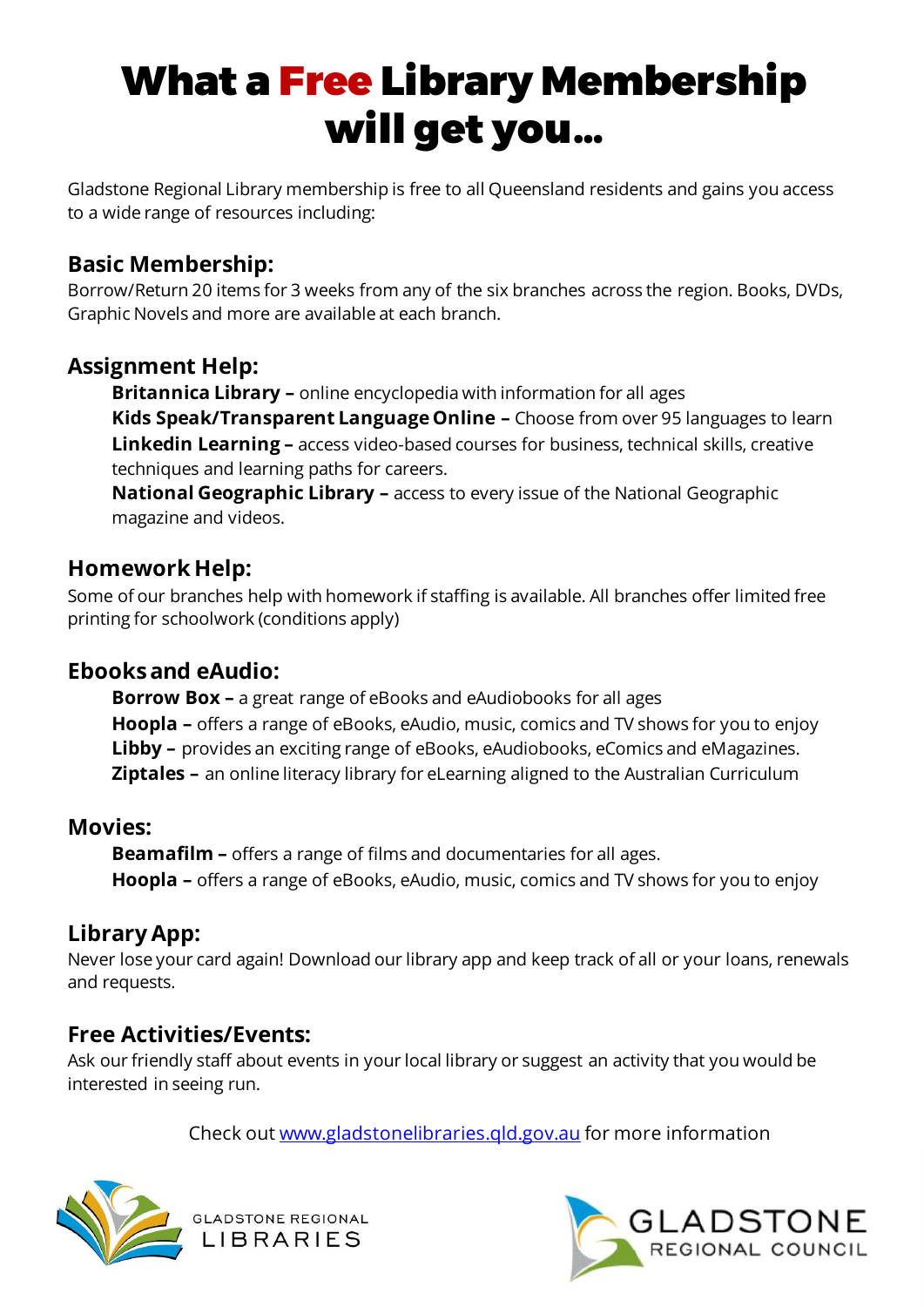# What a Free Library Membership will get you...

Gladstone Regional Library membership is free to all Queensland residents and gains you access to a wide range of resources including:

## Basic Membership:

Borrow/Return 20 items for 3 weeks from any of the six branches across the region. Books, DVDs, Graphic Novels and more are available at each branch.

## Assignment Help:

**Britannica Library –** online encyclopedia with information for all ages

**Kids Speak/Transparent Language Online –** Choose from over 95 languages to learn

**Linkedin Learning –** access video-based courses for business, technical skills, creative techniques and learning paths for careers.

**National Geographic Library –** access to every issue of the National Geographic magazine and videos.

## Homework Help:

Some of our branches help with homework if staffing is available. All branches offer limited free printing for schoolwork (conditions apply)

## Ebooks and eAudio:

**Borrow Box –** a great range of eBooks and eAudiobooks for all ages

**Hoopla –** offers a range of eBooks, eAudio, music, comics and TV shows for you to enjoy

**Libby –** provides an exciting range of eBooks, eAudiobooks, eComics and eMagazines.

**Ziptales –** an online literacy library for eLearning aligned to the Australian Curriculum

## Movies:

**Beamafilm –** offers a range of films and documentaries for all ages.

**Hoopla –** offers a range of eBooks, eAudio, music, comics and TV shows for you to enjoy

## Library App:

Never lose your card again! Download our library app and keep track of all or your loans, renewals and requests.

## Free Activities/Events:

Ask our friendly staff about events in your local library or suggest an activity that you would be interested in seeing run.

Check out www.gladstonelibraries.qld.gov.au for more information

GLADSTONE REGIONAL LIBRARIES

GLADSTONE REGIONAL COUNCIL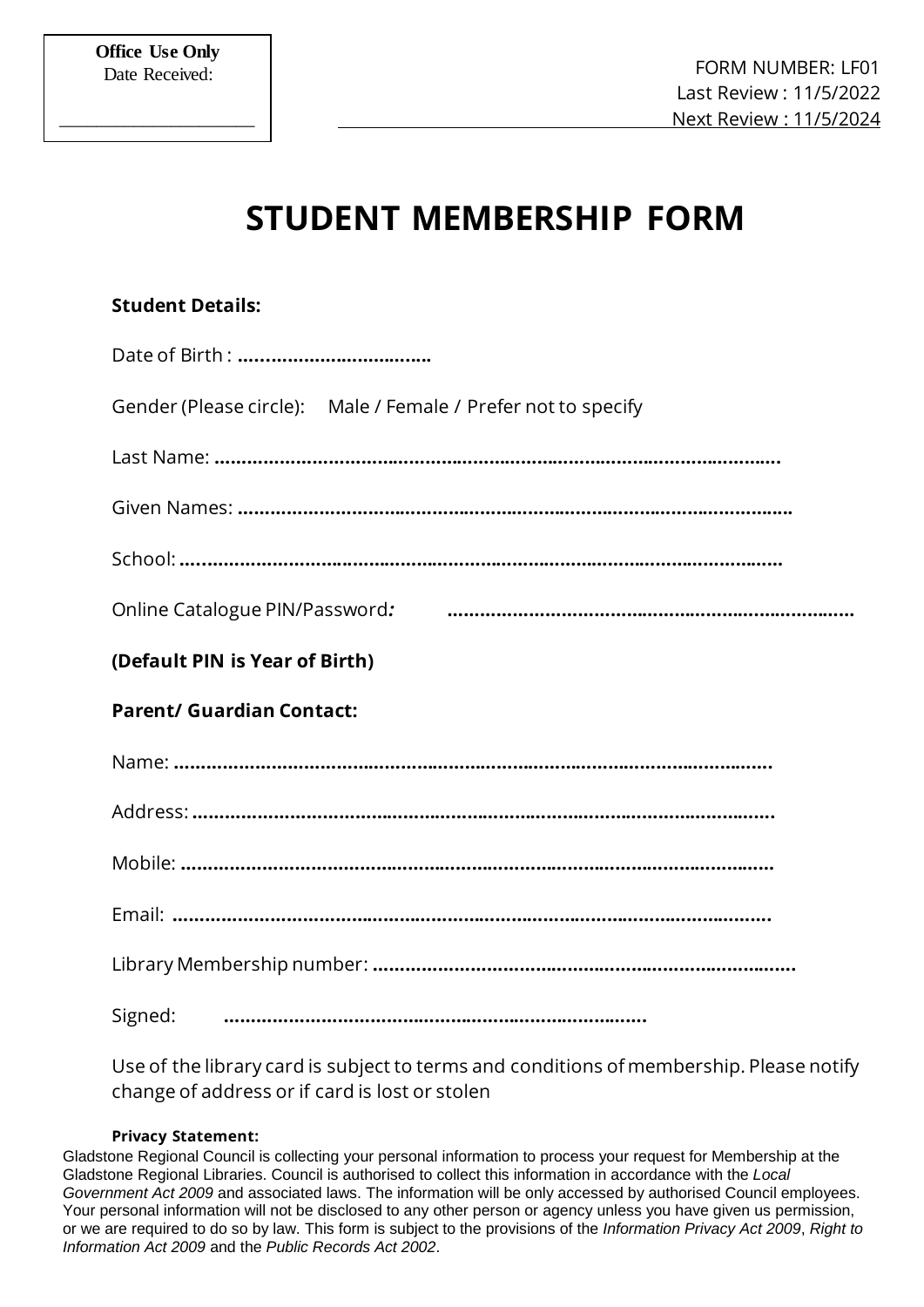**Office Use Only**
Date Received:

______________________

FORM NUMBER: LF01
Last Review : 11/5/2022
Next Review : 11/5/2024

# STUDENT MEMBERSHIP FORM

**Student Details:**

Date of Birth : **...................................**

Gender (Please circle): Male / Female / Prefer not to specify

Last Name: **.........................................................................................................**

Given Names: **.........................................................................................................**

School: **.........................................................................................................**

Online Catalogue PIN/Password*:* **..........................................................................**

**(Default PIN is Year of Birth)**

**Parent/ Guardian Contact:**

Name: **.........................................................................................................**

Address: **.........................................................................................................**

Mobile: **.........................................................................................................**

Email: **.........................................................................................................**

Library Membership number: **..........................................................................**

Signed: **..........................................................................**

Use of the library card is subject to terms and conditions of membership. Please notify change of address or if card is lost or stolen

**Privacy Statement:**

Gladstone Regional Council is collecting your personal information to process your request for Membership at the Gladstone Regional Libraries. Council is authorised to collect this information in accordance with the *Local Government Act 2009* and associated laws. The information will be only accessed by authorised Council employees. Your personal information will not be disclosed to any other person or agency unless you have given us permission, or we are required to do so by law. This form is subject to the provisions of the *Information Privacy Act 2009*, *Right to Information Act 2009* and the *Public Records Act 2002*.